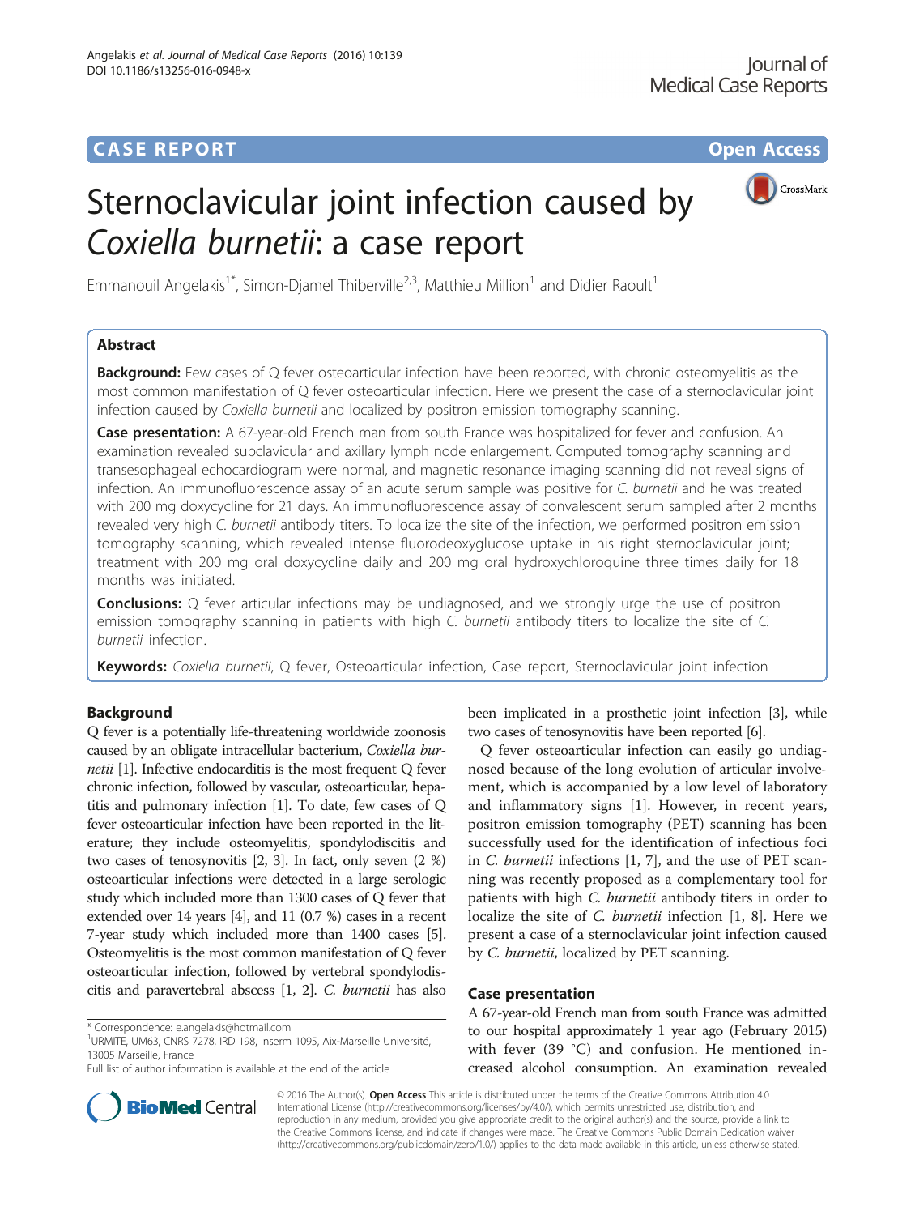**CASE REPORT** **Open Access**

# Sternoclavicular joint infection caused by *Coxiella burnetii*: a case report

Emmanouil Angelakis[1*], Simon-Djamel Thiberville[2,3], Matthieu Million[1] and Didier Raoult[1]

## Abstract

**Background:** Few cases of Q fever osteoarticular infection have been reported, with chronic osteomyelitis as the most common manifestation of Q fever osteoarticular infection. Here we present the case of a sternoclavicular joint infection caused by *Coxiella burnetii* and localized by positron emission tomography scanning.

**Case presentation:** A 67-year-old French man from south France was hospitalized for fever and confusion. An examination revealed subclavicular and axillary lymph node enlargement. Computed tomography scanning and transesophageal echocardiogram were normal, and magnetic resonance imaging scanning did not reveal signs of infection. An immunofluorescence assay of an acute serum sample was positive for *C. burnetii* and he was treated with 200 mg doxycycline for 21 days. An immunofluorescence assay of convalescent serum sampled after 2 months revealed very high *C. burnetii* antibody titers. To localize the site of the infection, we performed positron emission tomography scanning, which revealed intense fluorodeoxyglucose uptake in his right sternoclavicular joint; treatment with 200 mg oral doxycycline daily and 200 mg oral hydroxychloroquine three times daily for 18 months was initiated.

**Conclusions:** Q fever articular infections may be undiagnosed, and we strongly urge the use of positron emission tomography scanning in patients with high *C. burnetii* antibody titers to localize the site of *C. burnetii* infection.

**Keywords:** *Coxiella burnetii*, Q fever, Osteoarticular infection, Case report, Sternoclavicular joint infection

## Background

Q fever is a potentially life-threatening worldwide zoonosis caused by an obligate intracellular bacterium, *Coxiella burnetii* [1]. Infective endocarditis is the most frequent Q fever chronic infection, followed by vascular, osteoarticular, hepatitis and pulmonary infection [1]. To date, few cases of Q fever osteoarticular infection have been reported in the literature; they include osteomyelitis, spondylodiscitis and two cases of tenosynovitis [2, 3]. In fact, only seven (2 %) osteoarticular infections were detected in a large serologic study which included more than 1300 cases of Q fever that extended over 14 years [4], and 11 (0.7 %) cases in a recent 7-year study which included more than 1400 cases [5]. Osteomyelitis is the most common manifestation of Q fever osteoarticular infection, followed by vertebral spondylodiscitis and paravertebral abscess [1, 2]. *C. burnetii* has also been implicated in a prosthetic joint infection [3], while two cases of tenosynovitis have been reported [6].

Q fever osteoarticular infection can easily go undiagnosed because of the long evolution of articular involvement, which is accompanied by a low level of laboratory and inflammatory signs [1]. However, in recent years, positron emission tomography (PET) scanning has been successfully used for the identification of infectious foci in *C. burnetii* infections [1, 7], and the use of PET scanning was recently proposed as a complementary tool for patients with high *C. burnetii* antibody titers in order to localize the site of *C. burnetii* infection [1, 8]. Here we present a case of a sternoclavicular joint infection caused by *C. burnetii*, localized by PET scanning.

## Case presentation

A 67-year-old French man from south France was admitted to our hospital approximately 1 year ago (February 2015) with fever (39 °C) and confusion. He mentioned increased alcohol consumption. An examination revealed

\* Correspondence: e.angelakis@hotmail.com
[1]URMITE, UM63, CNRS 7278, IRD 198, Inserm 1095, Aix-Marseille Université, 13005 Marseille, France
Full list of author information is available at the end of the article

© 2016 The Author(s). **Open Access** This article is distributed under the terms of the Creative Commons Attribution 4.0 International License (http://creativecommons.org/licenses/by/4.0/), which permits unrestricted use, distribution, and reproduction in any medium, provided you give appropriate credit to the original author(s) and the source, provide a link to the Creative Commons license, and indicate if changes were made. The Creative Commons Public Domain Dedication waiver (http://creativecommons.org/publicdomain/zero/1.0/) applies to the data made available in this article, unless otherwise stated.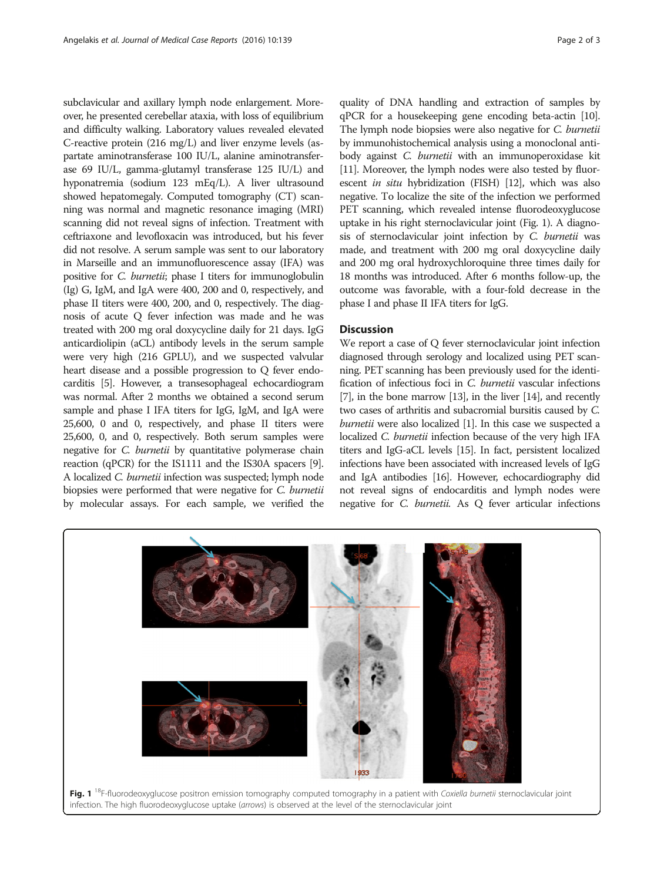subclavicular and axillary lymph node enlargement. Moreover, he presented cerebellar ataxia, with loss of equilibrium and difficulty walking. Laboratory values revealed elevated C-reactive protein (216 mg/L) and liver enzyme levels (aspartate aminotransferase 100 IU/L, alanine aminotransferase 69 IU/L, gamma-glutamyl transferase 125 IU/L) and hyponatremia (sodium 123 mEq/L). A liver ultrasound showed hepatomegaly. Computed tomography (CT) scanning was normal and magnetic resonance imaging (MRI) scanning did not reveal signs of infection. Treatment with ceftriaxone and levofloxacin was introduced, but his fever did not resolve. A serum sample was sent to our laboratory in Marseille and an immunofluorescence assay (IFA) was positive for *C. burnetii*; phase I titers for immunoglobulin (Ig) G, IgM, and IgA were 400, 200 and 0, respectively, and phase II titers were 400, 200, and 0, respectively. The diagnosis of acute Q fever infection was made and he was treated with 200 mg oral doxycycline daily for 21 days. IgG anticardiolipin (aCL) antibody levels in the serum sample were very high (216 GPLU), and we suspected valvular heart disease and a possible progression to Q fever endocarditis [5]. However, a transesophageal echocardiogram was normal. After 2 months we obtained a second serum sample and phase I IFA titers for IgG, IgM, and IgA were 25,600, 0 and 0, respectively, and phase II titers were 25,600, 0, and 0, respectively. Both serum samples were negative for *C. burnetii* by quantitative polymerase chain reaction (qPCR) for the IS1111 and the IS30A spacers [9]. A localized *C. burnetii* infection was suspected; lymph node biopsies were performed that were negative for *C. burnetii* by molecular assays. For each sample, we verified the quality of DNA handling and extraction of samples by qPCR for a housekeeping gene encoding beta-actin [10]. The lymph node biopsies were also negative for *C. burnetii* by immunohistochemical analysis using a monoclonal antibody against *C. burnetii* with an immunoperoxidase kit [11]. Moreover, the lymph nodes were also tested by fluorescent *in situ* hybridization (FISH) [12], which was also negative. To localize the site of the infection we performed PET scanning, which revealed intense fluorodeoxyglucose uptake in his right sternoclavicular joint (Fig. 1). A diagnosis of sternoclavicular joint infection by *C. burnetii* was made, and treatment with 200 mg oral doxycycline daily and 200 mg oral hydroxychloroquine three times daily for 18 months was introduced. After 6 months follow-up, the outcome was favorable, with a four-fold decrease in the phase I and phase II IFA titers for IgG.

## Discussion

We report a case of Q fever sternoclavicular joint infection diagnosed through serology and localized using PET scanning. PET scanning has been previously used for the identification of infectious foci in *C. burnetii* vascular infections [7], in the bone marrow [13], in the liver [14], and recently two cases of arthritis and subacromial bursitis caused by *C. burnetii* were also localized [1]. In this case we suspected a localized *C. burnetii* infection because of the very high IFA titers and IgG-aCL levels [15]. In fact, persistent localized infections have been associated with increased levels of IgG and IgA antibodies [16]. However, echocardiography did not reveal signs of endocarditis and lymph nodes were negative for *C. burnetii*. As Q fever articular infections

**Fig. 1** $^{18}$F-fluorodeoxyglucose positron emission tomography computed tomography in a patient with *Coxiella burnetii* sternoclavicular joint infection. The high fluorodeoxyglucose uptake (*arrows*) is observed at the level of the sternoclavicular joint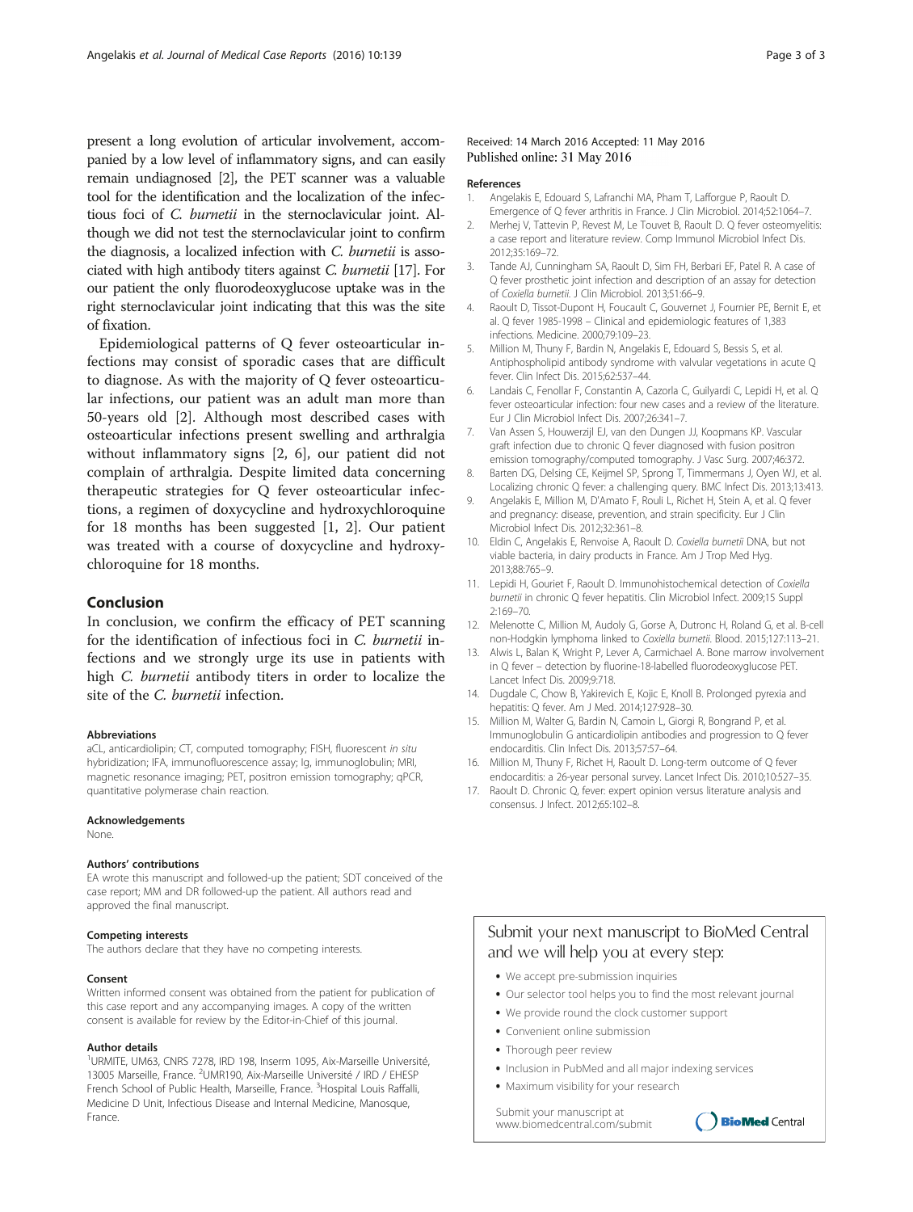present a long evolution of articular involvement, accompanied by a low level of inflammatory signs, and can easily remain undiagnosed [2], the PET scanner was a valuable tool for the identification and the localization of the infectious foci of *C. burnetii* in the sternoclavicular joint. Although we did not test the sternoclavicular joint to confirm the diagnosis, a localized infection with *C. burnetii* is associated with high antibody titers against *C. burnetii* [17]. For our patient the only fluorodeoxyglucose uptake was in the right sternoclavicular joint indicating that this was the site of fixation.

Epidemiological patterns of Q fever osteoarticular infections may consist of sporadic cases that are difficult to diagnose. As with the majority of Q fever osteoarticular infections, our patient was an adult man more than 50-years old [2]. Although most described cases with osteoarticular infections present swelling and arthralgia without inflammatory signs [2, 6], our patient did not complain of arthralgia. Despite limited data concerning therapeutic strategies for Q fever osteoarticular infections, a regimen of doxycycline and hydroxychloroquine for 18 months has been suggested [1, 2]. Our patient was treated with a course of doxycycline and hydroxychloroquine for 18 months.

## Conclusion

In conclusion, we confirm the efficacy of PET scanning for the identification of infectious foci in *C. burnetii* infections and we strongly urge its use in patients with high *C. burnetii* antibody titers in order to localize the site of the *C. burnetii* infection.

#### Abbreviations

aCL, anticardiolipin; CT, computed tomography; FISH, fluorescent *in situ* hybridization; IFA, immunofluorescence assay; Ig, immunoglobulin; MRI, magnetic resonance imaging; PET, positron emission tomography; qPCR, quantitative polymerase chain reaction.

#### Acknowledgements

None.

#### Authors' contributions

EA wrote this manuscript and followed-up the patient; SDT conceived of the case report; MM and DR followed-up the patient. All authors read and approved the final manuscript.

#### Competing interests

The authors declare that they have no competing interests.

#### Consent

Written informed consent was obtained from the patient for publication of this case report and any accompanying images. A copy of the written consent is available for review by the Editor-in-Chief of this journal.

#### Author details

[1]URMITE, UM63, CNRS 7278, IRD 198, Inserm 1095, Aix-Marseille Université, 13005 Marseille, France. [2]UMR190, Aix-Marseille Université / IRD / EHESP French School of Public Health, Marseille, France. [3]Hospital Louis Raffalli, Medicine D Unit, Infectious Disease and Internal Medicine, Manosque, France.

Received: 14 March 2016 Accepted: 11 May 2016
Published online: 31 May 2016

#### References

1. Angelakis E, Edouard S, Lafranchi MA, Pham T, Lafforgue P, Raoult D. Emergence of Q fever arthritis in France. J Clin Microbiol. 2014;52:1064–7.
2. Merhej V, Tattevin P, Revest M, Le Touvet B, Raoult D. Q fever osteomyelitis: a case report and literature review. Comp Immunol Microbiol Infect Dis. 2012;35:169–72.
3. Tande AJ, Cunningham SA, Raoult D, Sim FH, Berbari EF, Patel R. A case of Q fever prosthetic joint infection and description of an assay for detection of *Coxiella burnetii*. J Clin Microbiol. 2013;51:66–9.
4. Raoult D, Tissot-Dupont H, Foucault C, Gouvernet J, Fournier PE, Bernit E, et al. Q fever 1985-1998 – Clinical and epidemiologic features of 1,383 infections. Medicine. 2000;79:109–23.
5. Million M, Thuny F, Bardin N, Angelakis E, Edouard S, Bessis S, et al. Antiphospholipid antibody syndrome with valvular vegetations in acute Q fever. Clin Infect Dis. 2015;62:537–44.
6. Landais C, Fenollar F, Constantin A, Cazorla C, Guilyardi C, Lepidi H, et al. Q fever osteoarticular infection: four new cases and a review of the literature. Eur J Clin Microbiol Infect Dis. 2007;26:341–7.
7. Van Assen S, Houwerzijl EJ, van den Dungen JJ, Koopmans KP. Vascular graft infection due to chronic Q fever diagnosed with fusion positron emission tomography/computed tomography. J Vasc Surg. 2007;46:372.
8. Barten DG, Delsing CE, Keijmel SP, Sprong T, Timmermans J, Oyen WJ, et al. Localizing chronic Q fever: a challenging query. BMC Infect Dis. 2013;13:413.
9. Angelakis E, Million M, D'Amato F, Rouli L, Richet H, Stein A, et al. Q fever and pregnancy: disease, prevention, and strain specificity. Eur J Clin Microbiol Infect Dis. 2012;32:361–8.
10. Eldin C, Angelakis E, Renvoise A, Raoult D. *Coxiella burnetii* DNA, but not viable bacteria, in dairy products in France. Am J Trop Med Hyg. 2013;88:765–9.
11. Lepidi H, Gouriet F, Raoult D. Immunohistochemical detection of *Coxiella burnetii* in chronic Q fever hepatitis. Clin Microbiol Infect. 2009;15 Suppl 2:169–70.
12. Melenotte C, Million M, Audoly G, Gorse A, Dutronc H, Roland G, et al. B-cell non-Hodgkin lymphoma linked to *Coxiella burnetii*. Blood. 2015;127:113–21.
13. Alwis L, Balan K, Wright P, Lever A, Carmichael A. Bone marrow involvement in Q fever – detection by fluorine-18-labelled fluorodeoxyglucose PET. Lancet Infect Dis. 2009;9:718.
14. Dugdale C, Chow B, Yakirevich E, Kojic E, Knoll B. Prolonged pyrexia and hepatitis: Q fever. Am J Med. 2014;127:928–30.
15. Million M, Walter G, Bardin N, Camoin L, Giorgi R, Bongrand P, et al. Immunoglobulin G anticardiolipin antibodies and progression to Q fever endocarditis. Clin Infect Dis. 2013;57:57–64.
16. Million M, Thuny F, Richet H, Raoult D. Long-term outcome of Q fever endocarditis: a 26-year personal survey. Lancet Infect Dis. 2010;10:527–35.
17. Raoult D. Chronic Q, fever: expert opinion versus literature analysis and consensus. J Infect. 2012;65:102–8.

Submit your next manuscript to BioMed Central and we will help you at every step:

- We accept pre-submission inquiries
- Our selector tool helps you to find the most relevant journal
- We provide round the clock customer support
- Convenient online submission
- Thorough peer review
- Inclusion in PubMed and all major indexing services
- Maximum visibility for your research

Submit your manuscript at
www.biomedcentral.com/submit

BioMed Central